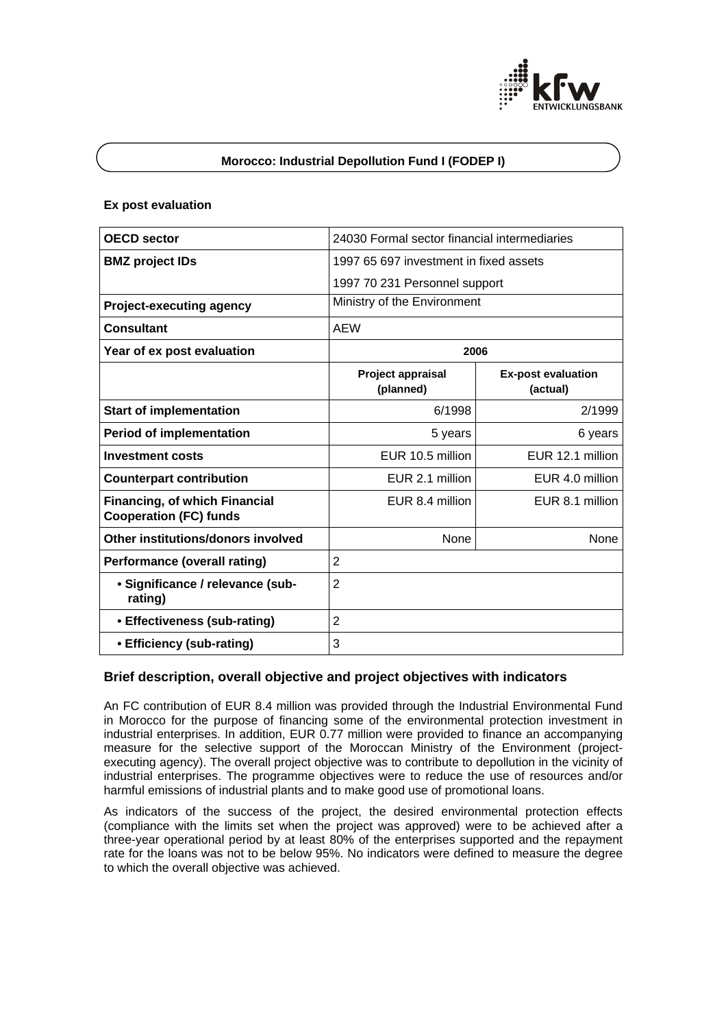# Morocco: Industrial Depollution Fund I (FODEP I)

**Ex post evaluation**

| **OECD sector** | 24030 Formal sector financial intermediaries | |
|---|---|---|
| **BMZ project IDs** | 1997 65 697 investment in fixed assets<br>1997 70 231 Personnel support | |
| **Project-executing agency** | Ministry of the Environment | |
| **Consultant** | AEW | |
| **Year of ex post evaluation** | **2006** | |
| | **Project appraisal (planned)** | **Ex-post evaluation (actual)** |
| **Start of implementation** | 6/1998 | 2/1999 |
| **Period of implementation** | 5 years | 6 years |
| **Investment costs** | EUR 10.5 million | EUR 12.1 million |
| **Counterpart contribution** | EUR 2.1 million | EUR 4.0 million |
| **Financing, of which Financial Cooperation (FC) funds** | EUR 8.4 million | EUR 8.1 million |
| **Other institutions/donors involved** | None | None |
| **Performance (overall rating)** | 2 | |
| **• Significance / relevance (sub-rating)** | 2 | |
| **• Effectiveness (sub-rating)** | 2 | |
| **• Efficiency (sub-rating)** | 3 | |

## Brief description, overall objective and project objectives with indicators

An FC contribution of EUR 8.4 million was provided through the Industrial Environmental Fund in Morocco for the purpose of financing some of the environmental protection investment in industrial enterprises. In addition, EUR 0.77 million were provided to finance an accompanying measure for the selective support of the Moroccan Ministry of the Environment (project-executing agency). The overall project objective was to contribute to depollution in the vicinity of industrial enterprises. The programme objectives were to reduce the use of resources and/or harmful emissions of industrial plants and to make good use of promotional loans.

As indicators of the success of the project, the desired environmental protection effects (compliance with the limits set when the project was approved) were to be achieved after a three-year operational period by at least 80% of the enterprises supported and the repayment rate for the loans was not to be below 95%. No indicators were defined to measure the degree to which the overall objective was achieved.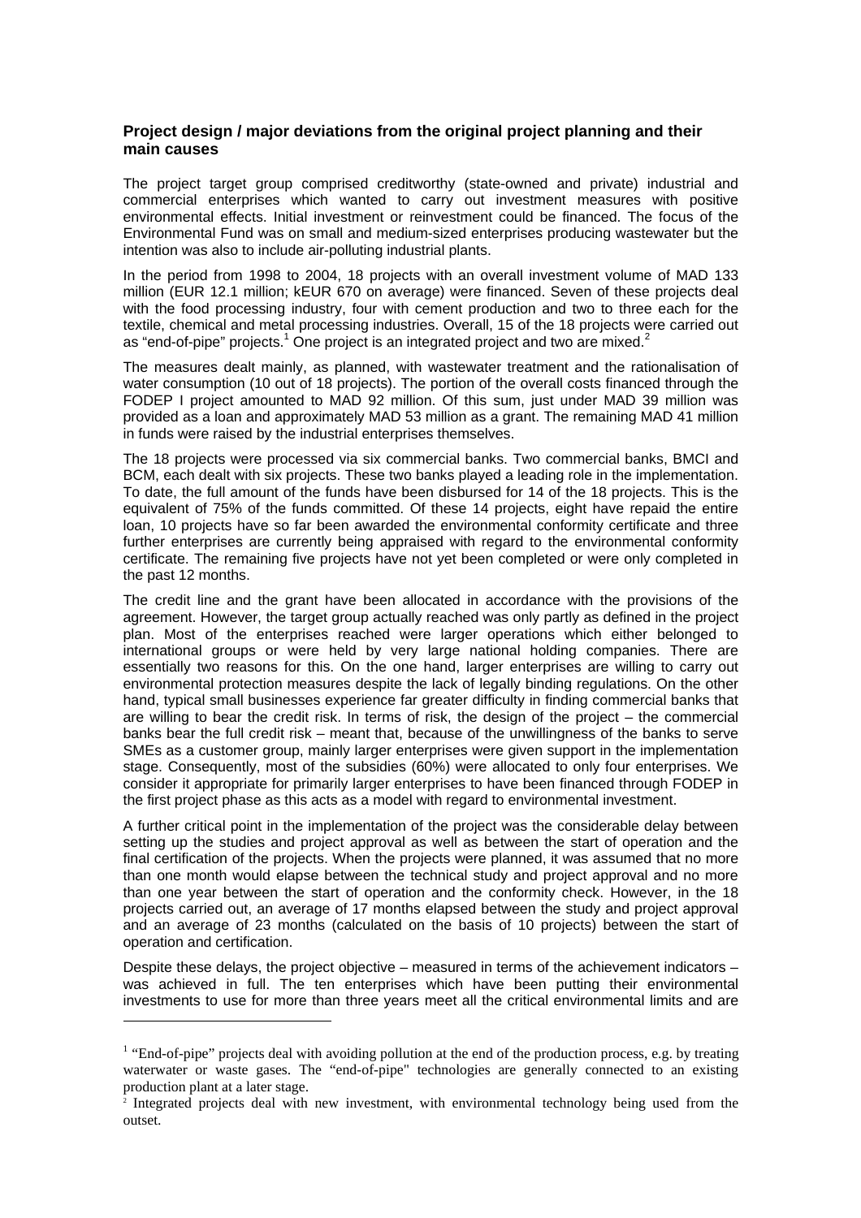### Project design / major deviations from the original project planning and their main causes

The project target group comprised creditworthy (state-owned and private) industrial and commercial enterprises which wanted to carry out investment measures with positive environmental effects. Initial investment or reinvestment could be financed. The focus of the Environmental Fund was on small and medium-sized enterprises producing wastewater but the intention was also to include air-polluting industrial plants.

In the period from 1998 to 2004, 18 projects with an overall investment volume of MAD 133 million (EUR 12.1 million; kEUR 670 on average) were financed. Seven of these projects deal with the food processing industry, four with cement production and two to three each for the textile, chemical and metal processing industries. Overall, 15 of the 18 projects were carried out as "end-of-pipe" projects.[1] One project is an integrated project and two are mixed.[2]

The measures dealt mainly, as planned, with wastewater treatment and the rationalisation of water consumption (10 out of 18 projects). The portion of the overall costs financed through the FODEP I project amounted to MAD 92 million. Of this sum, just under MAD 39 million was provided as a loan and approximately MAD 53 million as a grant. The remaining MAD 41 million in funds were raised by the industrial enterprises themselves.

The 18 projects were processed via six commercial banks. Two commercial banks, BMCI and BCM, each dealt with six projects. These two banks played a leading role in the implementation. To date, the full amount of the funds have been disbursed for 14 of the 18 projects. This is the equivalent of 75% of the funds committed. Of these 14 projects, eight have repaid the entire loan, 10 projects have so far been awarded the environmental conformity certificate and three further enterprises are currently being appraised with regard to the environmental conformity certificate. The remaining five projects have not yet been completed or were only completed in the past 12 months.

The credit line and the grant have been allocated in accordance with the provisions of the agreement. However, the target group actually reached was only partly as defined in the project plan. Most of the enterprises reached were larger operations which either belonged to international groups or were held by very large national holding companies. There are essentially two reasons for this. On the one hand, larger enterprises are willing to carry out environmental protection measures despite the lack of legally binding regulations. On the other hand, typical small businesses experience far greater difficulty in finding commercial banks that are willing to bear the credit risk. In terms of risk, the design of the project – the commercial banks bear the full credit risk – meant that, because of the unwillingness of the banks to serve SMEs as a customer group, mainly larger enterprises were given support in the implementation stage. Consequently, most of the subsidies (60%) were allocated to only four enterprises. We consider it appropriate for primarily larger enterprises to have been financed through FODEP in the first project phase as this acts as a model with regard to environmental investment.

A further critical point in the implementation of the project was the considerable delay between setting up the studies and project approval as well as between the start of operation and the final certification of the projects. When the projects were planned, it was assumed that no more than one month would elapse between the technical study and project approval and no more than one year between the start of operation and the conformity check. However, in the 18 projects carried out, an average of 17 months elapsed between the study and project approval and an average of 23 months (calculated on the basis of 10 projects) between the start of operation and certification.

Despite these delays, the project objective – measured in terms of the achievement indicators – was achieved in full. The ten enterprises which have been putting their environmental investments to use for more than three years meet all the critical environmental limits and are

---

[1] "End-of-pipe" projects deal with avoiding pollution at the end of the production process, e.g. by treating waterwater or waste gases. The "end-of-pipe" technologies are generally connected to an existing production plant at a later stage.

[2] Integrated projects deal with new investment, with environmental technology being used from the outset.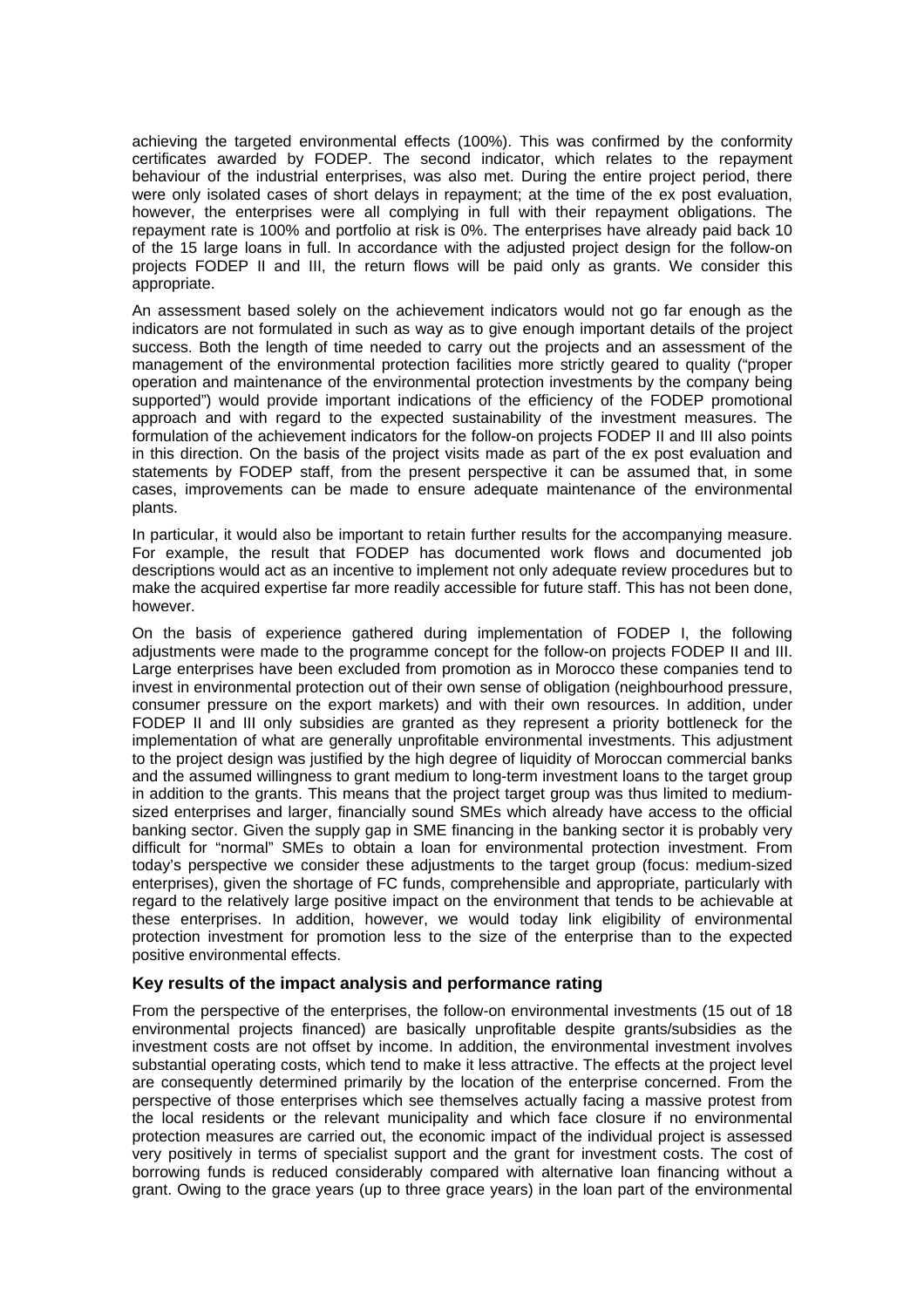achieving the targeted environmental effects (100%). This was confirmed by the conformity certificates awarded by FODEP. The second indicator, which relates to the repayment behaviour of the industrial enterprises, was also met. During the entire project period, there were only isolated cases of short delays in repayment; at the time of the ex post evaluation, however, the enterprises were all complying in full with their repayment obligations. The repayment rate is 100% and portfolio at risk is 0%. The enterprises have already paid back 10 of the 15 large loans in full. In accordance with the adjusted project design for the follow-on projects FODEP II and III, the return flows will be paid only as grants. We consider this appropriate.

An assessment based solely on the achievement indicators would not go far enough as the indicators are not formulated in such as way as to give enough important details of the project success. Both the length of time needed to carry out the projects and an assessment of the management of the environmental protection facilities more strictly geared to quality ("proper operation and maintenance of the environmental protection investments by the company being supported") would provide important indications of the efficiency of the FODEP promotional approach and with regard to the expected sustainability of the investment measures. The formulation of the achievement indicators for the follow-on projects FODEP II and III also points in this direction. On the basis of the project visits made as part of the ex post evaluation and statements by FODEP staff, from the present perspective it can be assumed that, in some cases, improvements can be made to ensure adequate maintenance of the environmental plants.

In particular, it would also be important to retain further results for the accompanying measure. For example, the result that FODEP has documented work flows and documented job descriptions would act as an incentive to implement not only adequate review procedures but to make the acquired expertise far more readily accessible for future staff. This has not been done, however.

On the basis of experience gathered during implementation of FODEP I, the following adjustments were made to the programme concept for the follow-on projects FODEP II and III. Large enterprises have been excluded from promotion as in Morocco these companies tend to invest in environmental protection out of their own sense of obligation (neighbourhood pressure, consumer pressure on the export markets) and with their own resources. In addition, under FODEP II and III only subsidies are granted as they represent a priority bottleneck for the implementation of what are generally unprofitable environmental investments. This adjustment to the project design was justified by the high degree of liquidity of Moroccan commercial banks and the assumed willingness to grant medium to long-term investment loans to the target group in addition to the grants. This means that the project target group was thus limited to medium-sized enterprises and larger, financially sound SMEs which already have access to the official banking sector. Given the supply gap in SME financing in the banking sector it is probably very difficult for "normal" SMEs to obtain a loan for environmental protection investment. From today's perspective we consider these adjustments to the target group (focus: medium-sized enterprises), given the shortage of FC funds, comprehensible and appropriate, particularly with regard to the relatively large positive impact on the environment that tends to be achievable at these enterprises. In addition, however, we would today link eligibility of environmental protection investment for promotion less to the size of the enterprise than to the expected positive environmental effects.

### Key results of the impact analysis and performance rating

From the perspective of the enterprises, the follow-on environmental investments (15 out of 18 environmental projects financed) are basically unprofitable despite grants/subsidies as the investment costs are not offset by income. In addition, the environmental investment involves substantial operating costs, which tend to make it less attractive. The effects at the project level are consequently determined primarily by the location of the enterprise concerned. From the perspective of those enterprises which see themselves actually facing a massive protest from the local residents or the relevant municipality and which face closure if no environmental protection measures are carried out, the economic impact of the individual project is assessed very positively in terms of specialist support and the grant for investment costs. The cost of borrowing funds is reduced considerably compared with alternative loan financing without a grant. Owing to the grace years (up to three grace years) in the loan part of the environmental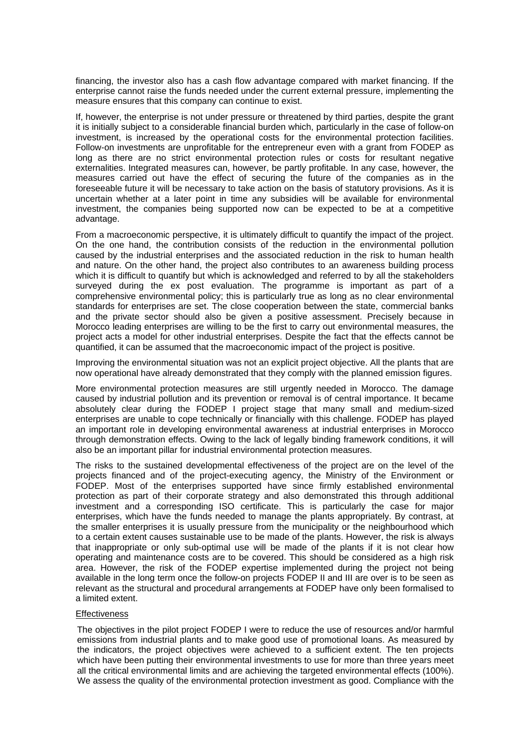financing, the investor also has a cash flow advantage compared with market financing. If the enterprise cannot raise the funds needed under the current external pressure, implementing the measure ensures that this company can continue to exist.

If, however, the enterprise is not under pressure or threatened by third parties, despite the grant it is initially subject to a considerable financial burden which, particularly in the case of follow-on investment, is increased by the operational costs for the environmental protection facilities. Follow-on investments are unprofitable for the entrepreneur even with a grant from FODEP as long as there are no strict environmental protection rules or costs for resultant negative externalities. Integrated measures can, however, be partly profitable. In any case, however, the measures carried out have the effect of securing the future of the companies as in the foreseeable future it will be necessary to take action on the basis of statutory provisions. As it is uncertain whether at a later point in time any subsidies will be available for environmental investment, the companies being supported now can be expected to be at a competitive advantage.

From a macroeconomic perspective, it is ultimately difficult to quantify the impact of the project. On the one hand, the contribution consists of the reduction in the environmental pollution caused by the industrial enterprises and the associated reduction in the risk to human health and nature. On the other hand, the project also contributes to an awareness building process which it is difficult to quantify but which is acknowledged and referred to by all the stakeholders surveyed during the ex post evaluation. The programme is important as part of a comprehensive environmental policy; this is particularly true as long as no clear environmental standards for enterprises are set. The close cooperation between the state, commercial banks and the private sector should also be given a positive assessment. Precisely because in Morocco leading enterprises are willing to be the first to carry out environmental measures, the project acts a model for other industrial enterprises. Despite the fact that the effects cannot be quantified, it can be assumed that the macroeconomic impact of the project is positive.

Improving the environmental situation was not an explicit project objective. All the plants that are now operational have already demonstrated that they comply with the planned emission figures.

More environmental protection measures are still urgently needed in Morocco. The damage caused by industrial pollution and its prevention or removal is of central importance. It became absolutely clear during the FODEP I project stage that many small and medium-sized enterprises are unable to cope technically or financially with this challenge. FODEP has played an important role in developing environmental awareness at industrial enterprises in Morocco through demonstration effects. Owing to the lack of legally binding framework conditions, it will also be an important pillar for industrial environmental protection measures.

The risks to the sustained developmental effectiveness of the project are on the level of the projects financed and of the project-executing agency, the Ministry of the Environment or FODEP. Most of the enterprises supported have since firmly established environmental protection as part of their corporate strategy and also demonstrated this through additional investment and a corresponding ISO certificate. This is particularly the case for major enterprises, which have the funds needed to manage the plants appropriately. By contrast, at the smaller enterprises it is usually pressure from the municipality or the neighbourhood which to a certain extent causes sustainable use to be made of the plants. However, the risk is always that inappropriate or only sub-optimal use will be made of the plants if it is not clear how operating and maintenance costs are to be covered. This should be considered as a high risk area. However, the risk of the FODEP expertise implemented during the project not being available in the long term once the follow-on projects FODEP II and III are over is to be seen as relevant as the structural and procedural arrangements at FODEP have only been formalised to a limited extent.

Effectiveness

The objectives in the pilot project FODEP I were to reduce the use of resources and/or harmful emissions from industrial plants and to make good use of promotional loans. As measured by the indicators, the project objectives were achieved to a sufficient extent. The ten projects which have been putting their environmental investments to use for more than three years meet all the critical environmental limits and are achieving the targeted environmental effects (100%). We assess the quality of the environmental protection investment as good. Compliance with the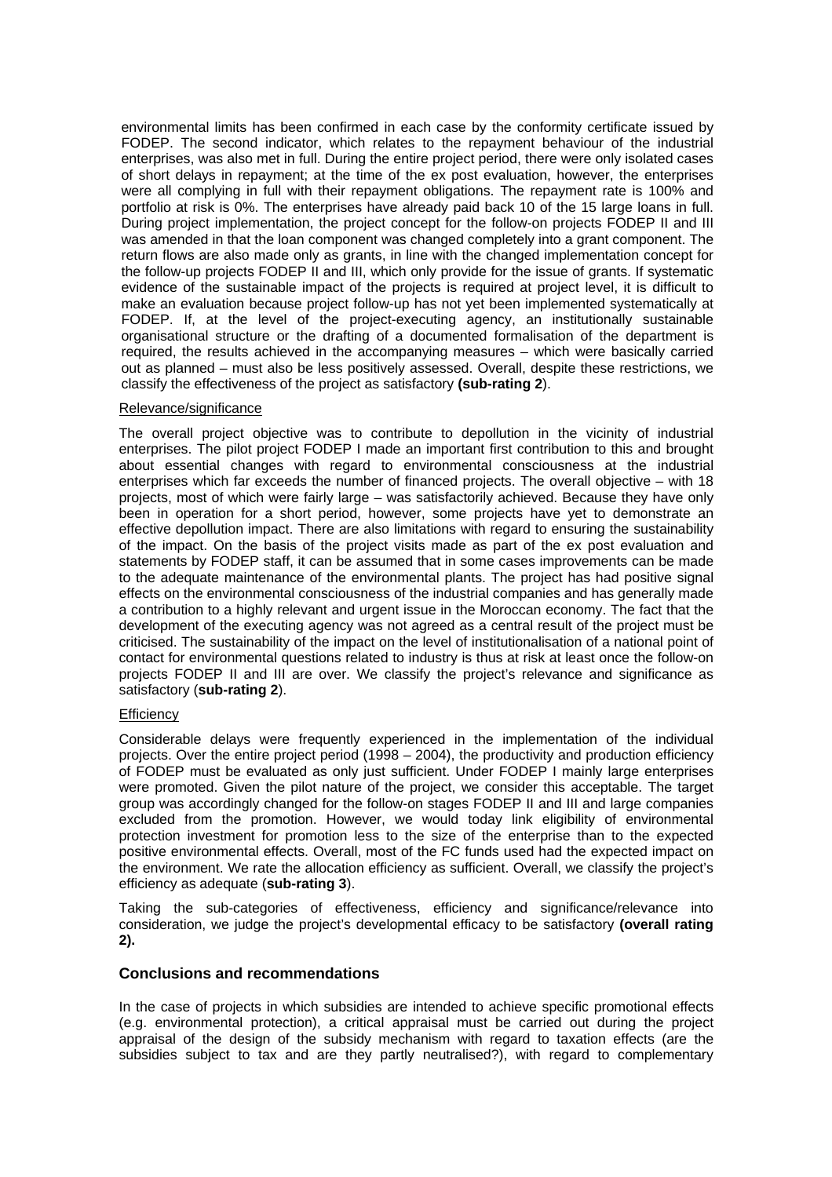environmental limits has been confirmed in each case by the conformity certificate issued by FODEP. The second indicator, which relates to the repayment behaviour of the industrial enterprises, was also met in full. During the entire project period, there were only isolated cases of short delays in repayment; at the time of the ex post evaluation, however, the enterprises were all complying in full with their repayment obligations. The repayment rate is 100% and portfolio at risk is 0%. The enterprises have already paid back 10 of the 15 large loans in full. During project implementation, the project concept for the follow-on projects FODEP II and III was amended in that the loan component was changed completely into a grant component. The return flows are also made only as grants, in line with the changed implementation concept for the follow-up projects FODEP II and III, which only provide for the issue of grants. If systematic evidence of the sustainable impact of the projects is required at project level, it is difficult to make an evaluation because project follow-up has not yet been implemented systematically at FODEP. If, at the level of the project-executing agency, an institutionally sustainable organisational structure or the drafting of a documented formalisation of the department is required, the results achieved in the accompanying measures – which were basically carried out as planned – must also be less positively assessed. Overall, despite these restrictions, we classify the effectiveness of the project as satisfactory **(sub-rating 2**).

Relevance/significance

The overall project objective was to contribute to depollution in the vicinity of industrial enterprises. The pilot project FODEP I made an important first contribution to this and brought about essential changes with regard to environmental consciousness at the industrial enterprises which far exceeds the number of financed projects. The overall objective – with 18 projects, most of which were fairly large – was satisfactorily achieved. Because they have only been in operation for a short period, however, some projects have yet to demonstrate an effective depollution impact. There are also limitations with regard to ensuring the sustainability of the impact. On the basis of the project visits made as part of the ex post evaluation and statements by FODEP staff, it can be assumed that in some cases improvements can be made to the adequate maintenance of the environmental plants. The project has had positive signal effects on the environmental consciousness of the industrial companies and has generally made a contribution to a highly relevant and urgent issue in the Moroccan economy. The fact that the development of the executing agency was not agreed as a central result of the project must be criticised. The sustainability of the impact on the level of institutionalisation of a national point of contact for environmental questions related to industry is thus at risk at least once the follow-on projects FODEP II and III are over. We classify the project's relevance and significance as satisfactory (**sub-rating 2**).

Efficiency

Considerable delays were frequently experienced in the implementation of the individual projects. Over the entire project period (1998 – 2004), the productivity and production efficiency of FODEP must be evaluated as only just sufficient. Under FODEP I mainly large enterprises were promoted. Given the pilot nature of the project, we consider this acceptable. The target group was accordingly changed for the follow-on stages FODEP II and III and large companies excluded from the promotion. However, we would today link eligibility of environmental protection investment for promotion less to the size of the enterprise than to the expected positive environmental effects. Overall, most of the FC funds used had the expected impact on the environment. We rate the allocation efficiency as sufficient. Overall, we classify the project's efficiency as adequate (**sub-rating 3**).

Taking the sub-categories of effectiveness, efficiency and significance/relevance into consideration, we judge the project's developmental efficacy to be satisfactory **(overall rating 2).**

## Conclusions and recommendations

In the case of projects in which subsidies are intended to achieve specific promotional effects (e.g. environmental protection), a critical appraisal must be carried out during the project appraisal of the design of the subsidy mechanism with regard to taxation effects (are the subsidies subject to tax and are they partly neutralised?), with regard to complementary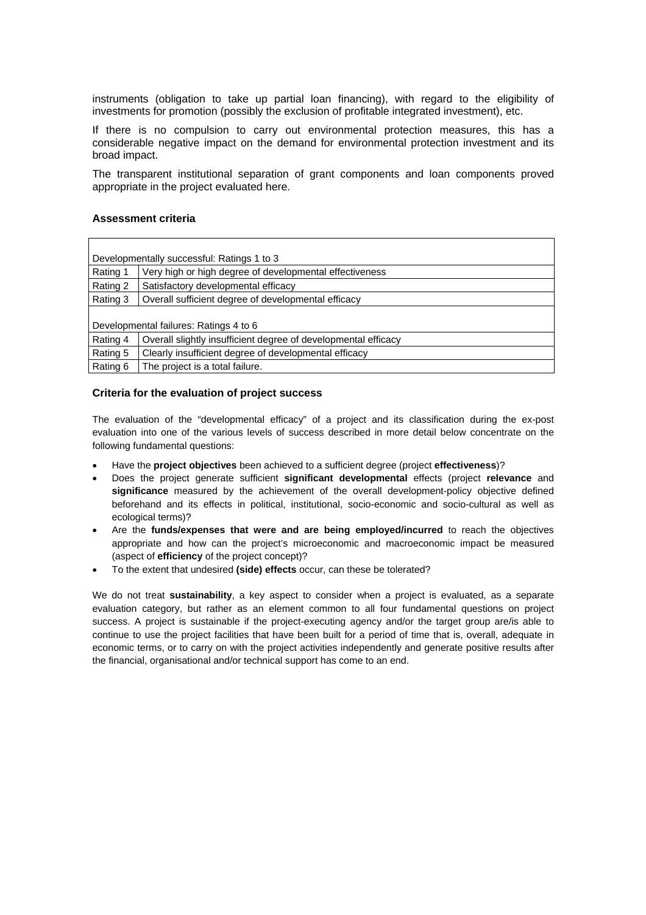instruments (obligation to take up partial loan financing), with regard to the eligibility of investments for promotion (possibly the exclusion of profitable integrated investment), etc.

If there is no compulsion to carry out environmental protection measures, this has a considerable negative impact on the demand for environmental protection investment and its broad impact.

The transparent institutional separation of grant components and loan components proved appropriate in the project evaluated here.

### Assessment criteria

| | |
|---|---|
| Developmentally successful: Ratings 1 to 3 | |
| Rating 1 | Very high or high degree of developmental effectiveness |
| Rating 2 | Satisfactory developmental efficacy |
| Rating 3 | Overall sufficient degree of developmental efficacy |
| Developmental failures: Ratings 4 to 6 | |
| Rating 4 | Overall slightly insufficient degree of developmental efficacy |
| Rating 5 | Clearly insufficient degree of developmental efficacy |
| Rating 6 | The project is a total failure. |

### Criteria for the evaluation of project success

The evaluation of the “developmental efficacy” of a project and its classification during the ex-post evaluation into one of the various levels of success described in more detail below concentrate on the following fundamental questions:

- Have the **project objectives** been achieved to a sufficient degree (project **effectiveness**)?
- Does the project generate sufficient **significant developmental** effects (project **relevance** and **significance** measured by the achievement of the overall development-policy objective defined beforehand and its effects in political, institutional, socio-economic and socio-cultural as well as ecological terms)?
- Are the **funds/expenses that were and are being employed/incurred** to reach the objectives appropriate and how can the project’s microeconomic and macroeconomic impact be measured (aspect of **efficiency** of the project concept)?
- To the extent that undesired **(side) effects** occur, can these be tolerated?

We do not treat **sustainability**, a key aspect to consider when a project is evaluated, as a separate evaluation category, but rather as an element common to all four fundamental questions on project success. A project is sustainable if the project-executing agency and/or the target group are/is able to continue to use the project facilities that have been built for a period of time that is, overall, adequate in economic terms, or to carry on with the project activities independently and generate positive results after the financial, organisational and/or technical support has come to an end.